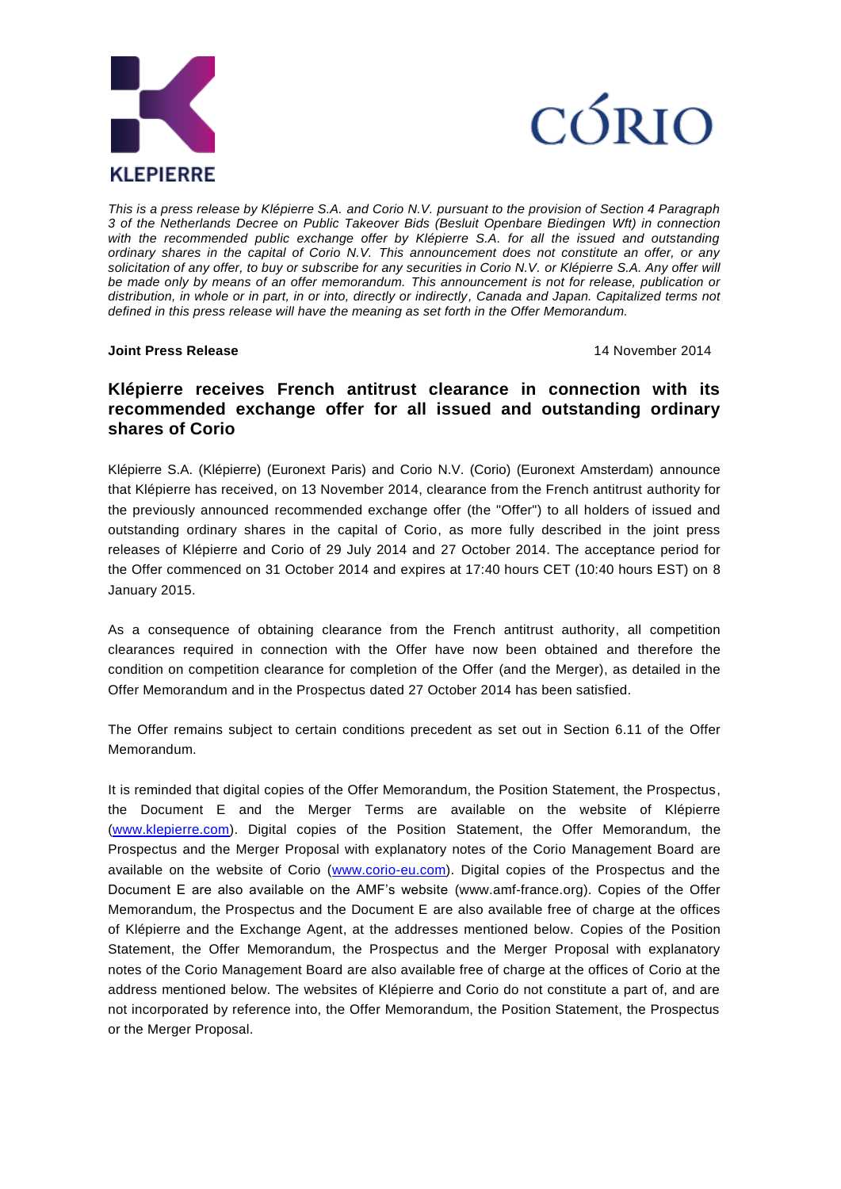KLEPIERRE

CORIO

*This is a press release by Klépierre S.A. and Corio N.V. pursuant to the provision of Section 4 Paragraph 3 of the Netherlands Decree on Public Takeover Bids (Besluit Openbare Biedingen Wft) in connection with the recommended public exchange offer by Klépierre S.A. for all the issued and outstanding ordinary shares in the capital of Corio N.V. This announcement does not constitute an offer, or any solicitation of any offer, to buy or subscribe for any securities in Corio N.V. or Klépierre S.A. Any offer will be made only by means of an offer memorandum. This announcement is not for release, publication or distribution, in whole or in part, in or into, directly or indirectly, Canada and Japan. Capitalized terms not defined in this press release will have the meaning as set forth in the Offer Memorandum.*

**Joint Press Release** 14 November 2014

## Klépierre receives French antitrust clearance in connection with its recommended exchange offer for all issued and outstanding ordinary shares of Corio

Klépierre S.A. (Klépierre) (Euronext Paris) and Corio N.V. (Corio) (Euronext Amsterdam) announce that Klépierre has received, on 13 November 2014, clearance from the French antitrust authority for the previously announced recommended exchange offer (the "Offer") to all holders of issued and outstanding ordinary shares in the capital of Corio, as more fully described in the joint press releases of Klépierre and Corio of 29 July 2014 and 27 October 2014. The acceptance period for the Offer commenced on 31 October 2014 and expires at 17:40 hours CET (10:40 hours EST) on 8 January 2015.

As a consequence of obtaining clearance from the French antitrust authority, all competition clearances required in connection with the Offer have now been obtained and therefore the condition on competition clearance for completion of the Offer (and the Merger), as detailed in the Offer Memorandum and in the Prospectus dated 27 October 2014 has been satisfied.

The Offer remains subject to certain conditions precedent as set out in Section 6.11 of the Offer Memorandum.

It is reminded that digital copies of the Offer Memorandum, the Position Statement, the Prospectus, the Document E and the Merger Terms are available on the website of Klépierre (www.klepierre.com). Digital copies of the Position Statement, the Offer Memorandum, the Prospectus and the Merger Proposal with explanatory notes of the Corio Management Board are available on the website of Corio (www.corio-eu.com). Digital copies of the Prospectus and the Document E are also available on the AMF's website (www.amf-france.org). Copies of the Offer Memorandum, the Prospectus and the Document E are also available free of charge at the offices of Klépierre and the Exchange Agent, at the addresses mentioned below. Copies of the Position Statement, the Offer Memorandum, the Prospectus and the Merger Proposal with explanatory notes of the Corio Management Board are also available free of charge at the offices of Corio at the address mentioned below. The websites of Klépierre and Corio do not constitute a part of, and are not incorporated by reference into, the Offer Memorandum, the Position Statement, the Prospectus or the Merger Proposal.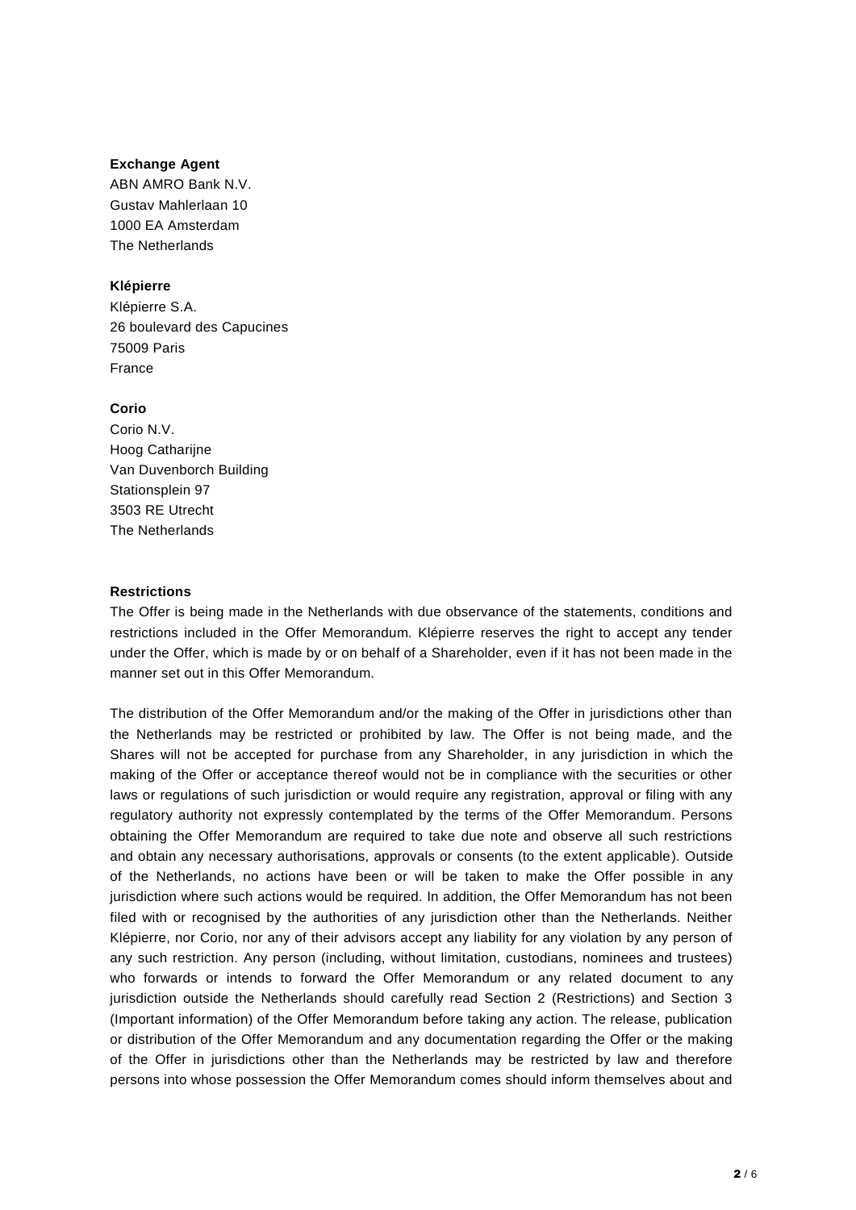**Exchange Agent**
ABN AMRO Bank N.V.
Gustav Mahlerlaan 10
1000 EA Amsterdam
The Netherlands

**Klépierre**
Klépierre S.A.
26 boulevard des Capucines
75009 Paris
France

**Corio**
Corio N.V.
Hoog Catharijne
Van Duvenborch Building
Stationsplein 97
3503 RE Utrecht
The Netherlands

**Restrictions**

The Offer is being made in the Netherlands with due observance of the statements, conditions and restrictions included in the Offer Memorandum. Klépierre reserves the right to accept any tender under the Offer, which is made by or on behalf of a Shareholder, even if it has not been made in the manner set out in this Offer Memorandum.

The distribution of the Offer Memorandum and/or the making of the Offer in jurisdictions other than the Netherlands may be restricted or prohibited by law. The Offer is not being made, and the Shares will not be accepted for purchase from any Shareholder, in any jurisdiction in which the making of the Offer or acceptance thereof would not be in compliance with the securities or other laws or regulations of such jurisdiction or would require any registration, approval or filing with any regulatory authority not expressly contemplated by the terms of the Offer Memorandum. Persons obtaining the Offer Memorandum are required to take due note and observe all such restrictions and obtain any necessary authorisations, approvals or consents (to the extent applicable). Outside of the Netherlands, no actions have been or will be taken to make the Offer possible in any jurisdiction where such actions would be required. In addition, the Offer Memorandum has not been filed with or recognised by the authorities of any jurisdiction other than the Netherlands. Neither Klépierre, nor Corio, nor any of their advisors accept any liability for any violation by any person of any such restriction. Any person (including, without limitation, custodians, nominees and trustees) who forwards or intends to forward the Offer Memorandum or any related document to any jurisdiction outside the Netherlands should carefully read Section 2 (Restrictions) and Section 3 (Important information) of the Offer Memorandum before taking any action. The release, publication or distribution of the Offer Memorandum and any documentation regarding the Offer or the making of the Offer in jurisdictions other than the Netherlands may be restricted by law and therefore persons into whose possession the Offer Memorandum comes should inform themselves about and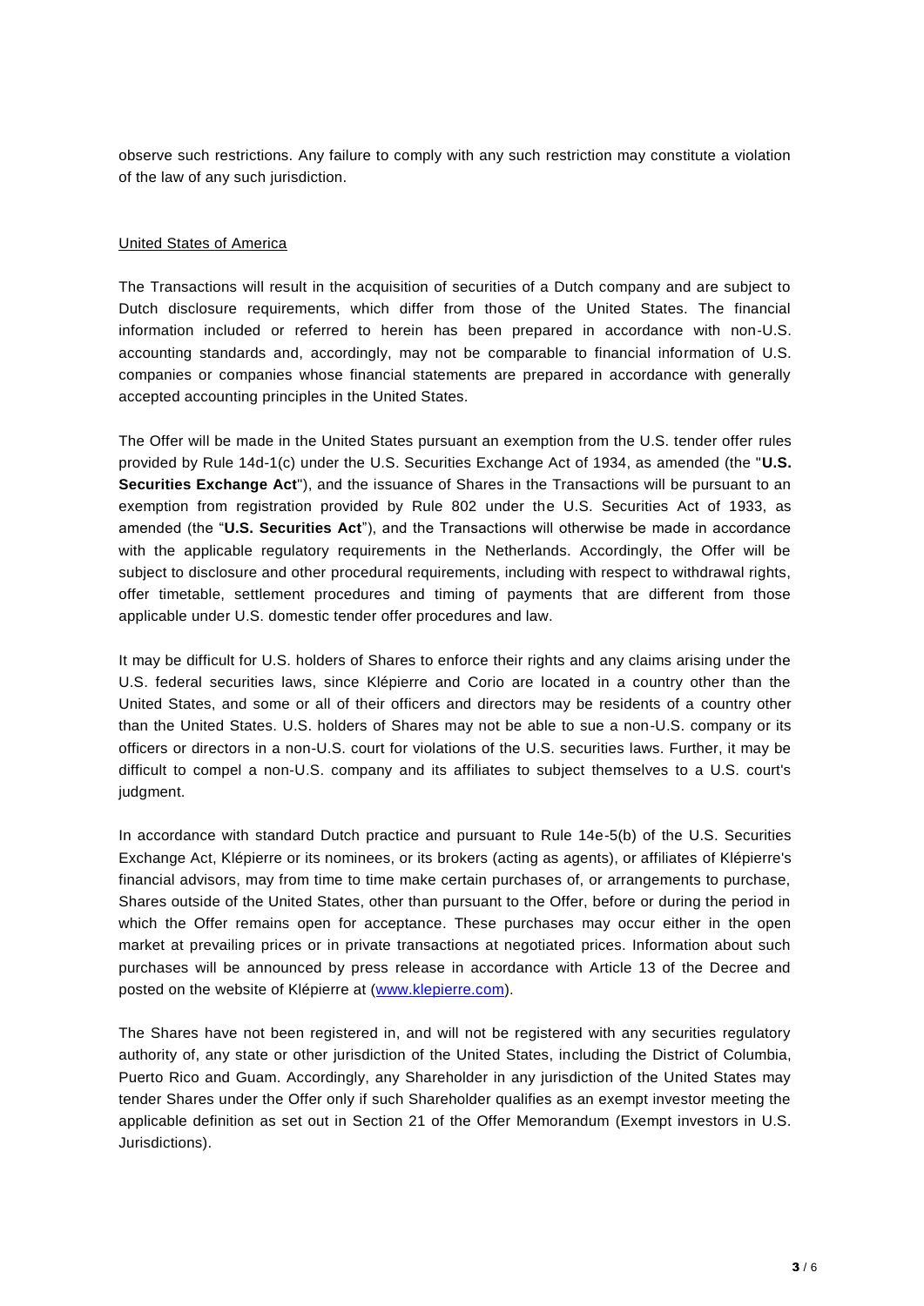observe such restrictions. Any failure to comply with any such restriction may constitute a violation of the law of any such jurisdiction.

United States of America

The Transactions will result in the acquisition of securities of a Dutch company and are subject to Dutch disclosure requirements, which differ from those of the United States. The financial information included or referred to herein has been prepared in accordance with non-U.S. accounting standards and, accordingly, may not be comparable to financial information of U.S. companies or companies whose financial statements are prepared in accordance with generally accepted accounting principles in the United States.

The Offer will be made in the United States pursuant an exemption from the U.S. tender offer rules provided by Rule 14d-1(c) under the U.S. Securities Exchange Act of 1934, as amended (the "**U.S. Securities Exchange Act**"), and the issuance of Shares in the Transactions will be pursuant to an exemption from registration provided by Rule 802 under the U.S. Securities Act of 1933, as amended (the "**U.S. Securities Act**"), and the Transactions will otherwise be made in accordance with the applicable regulatory requirements in the Netherlands. Accordingly, the Offer will be subject to disclosure and other procedural requirements, including with respect to withdrawal rights, offer timetable, settlement procedures and timing of payments that are different from those applicable under U.S. domestic tender offer procedures and law.

It may be difficult for U.S. holders of Shares to enforce their rights and any claims arising under the U.S. federal securities laws, since Klépierre and Corio are located in a country other than the United States, and some or all of their officers and directors may be residents of a country other than the United States. U.S. holders of Shares may not be able to sue a non-U.S. company or its officers or directors in a non-U.S. court for violations of the U.S. securities laws. Further, it may be difficult to compel a non-U.S. company and its affiliates to subject themselves to a U.S. court's judgment.

In accordance with standard Dutch practice and pursuant to Rule 14e-5(b) of the U.S. Securities Exchange Act, Klépierre or its nominees, or its brokers (acting as agents), or affiliates of Klépierre's financial advisors, may from time to time make certain purchases of, or arrangements to purchase, Shares outside of the United States, other than pursuant to the Offer, before or during the period in which the Offer remains open for acceptance. These purchases may occur either in the open market at prevailing prices or in private transactions at negotiated prices. Information about such purchases will be announced by press release in accordance with Article 13 of the Decree and posted on the website of Klépierre at (www.klepierre.com).

The Shares have not been registered in, and will not be registered with any securities regulatory authority of, any state or other jurisdiction of the United States, including the District of Columbia, Puerto Rico and Guam. Accordingly, any Shareholder in any jurisdiction of the United States may tender Shares under the Offer only if such Shareholder qualifies as an exempt investor meeting the applicable definition as set out in Section 21 of the Offer Memorandum (Exempt investors in U.S. Jurisdictions).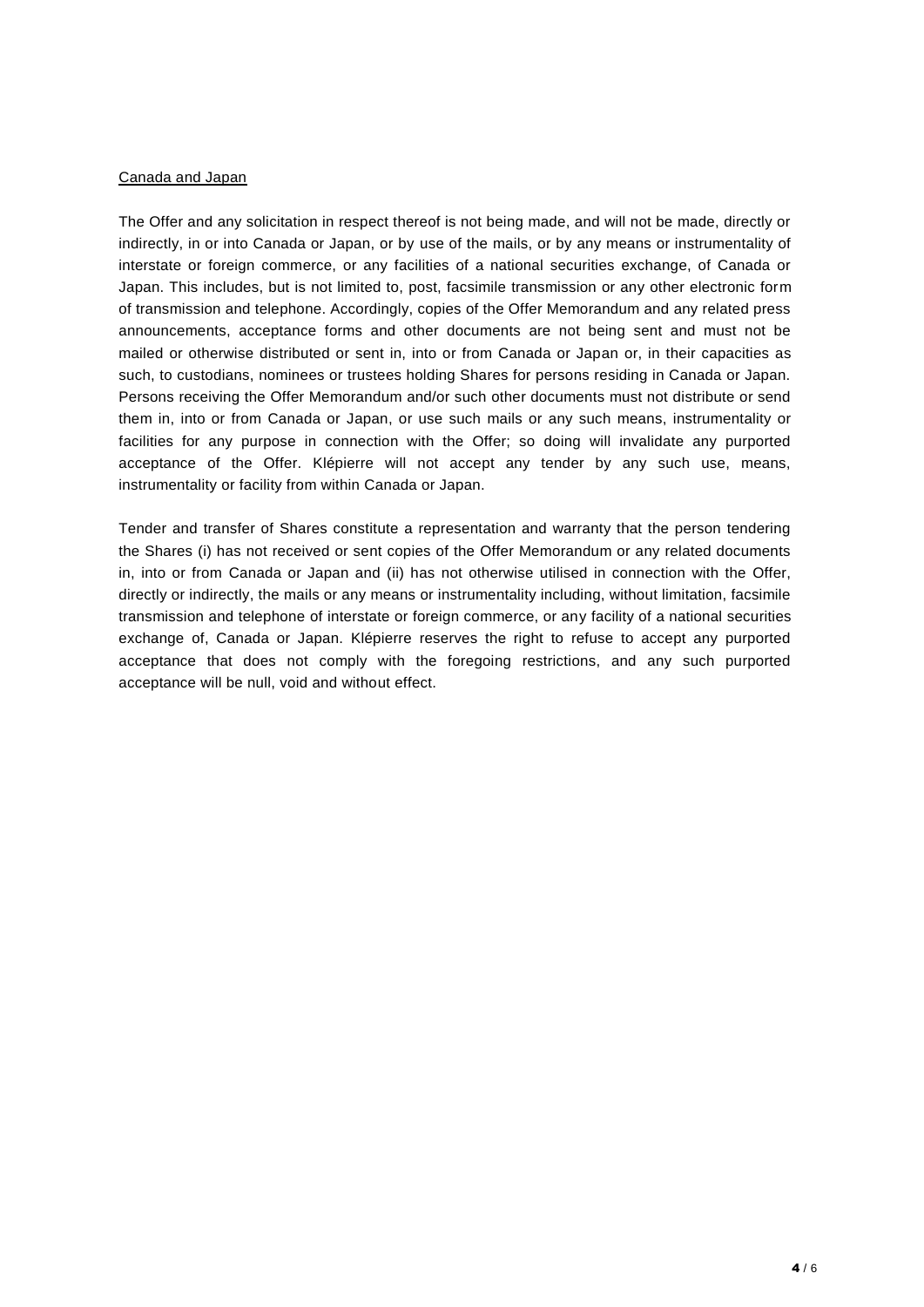<u>Canada and Japan</u>

The Offer and any solicitation in respect thereof is not being made, and will not be made, directly or indirectly, in or into Canada or Japan, or by use of the mails, or by any means or instrumentality of interstate or foreign commerce, or any facilities of a national securities exchange, of Canada or Japan. This includes, but is not limited to, post, facsimile transmission or any other electronic form of transmission and telephone. Accordingly, copies of the Offer Memorandum and any related press announcements, acceptance forms and other documents are not being sent and must not be mailed or otherwise distributed or sent in, into or from Canada or Japan or, in their capacities as such, to custodians, nominees or trustees holding Shares for persons residing in Canada or Japan. Persons receiving the Offer Memorandum and/or such other documents must not distribute or send them in, into or from Canada or Japan, or use such mails or any such means, instrumentality or facilities for any purpose in connection with the Offer; so doing will invalidate any purported acceptance of the Offer. Klépierre will not accept any tender by any such use, means, instrumentality or facility from within Canada or Japan.

Tender and transfer of Shares constitute a representation and warranty that the person tendering the Shares (i) has not received or sent copies of the Offer Memorandum or any related documents in, into or from Canada or Japan and (ii) has not otherwise utilised in connection with the Offer, directly or indirectly, the mails or any means or instrumentality including, without limitation, facsimile transmission and telephone of interstate or foreign commerce, or any facility of a national securities exchange of, Canada or Japan. Klépierre reserves the right to refuse to accept any purported acceptance that does not comply with the foregoing restrictions, and any such purported acceptance will be null, void and without effect.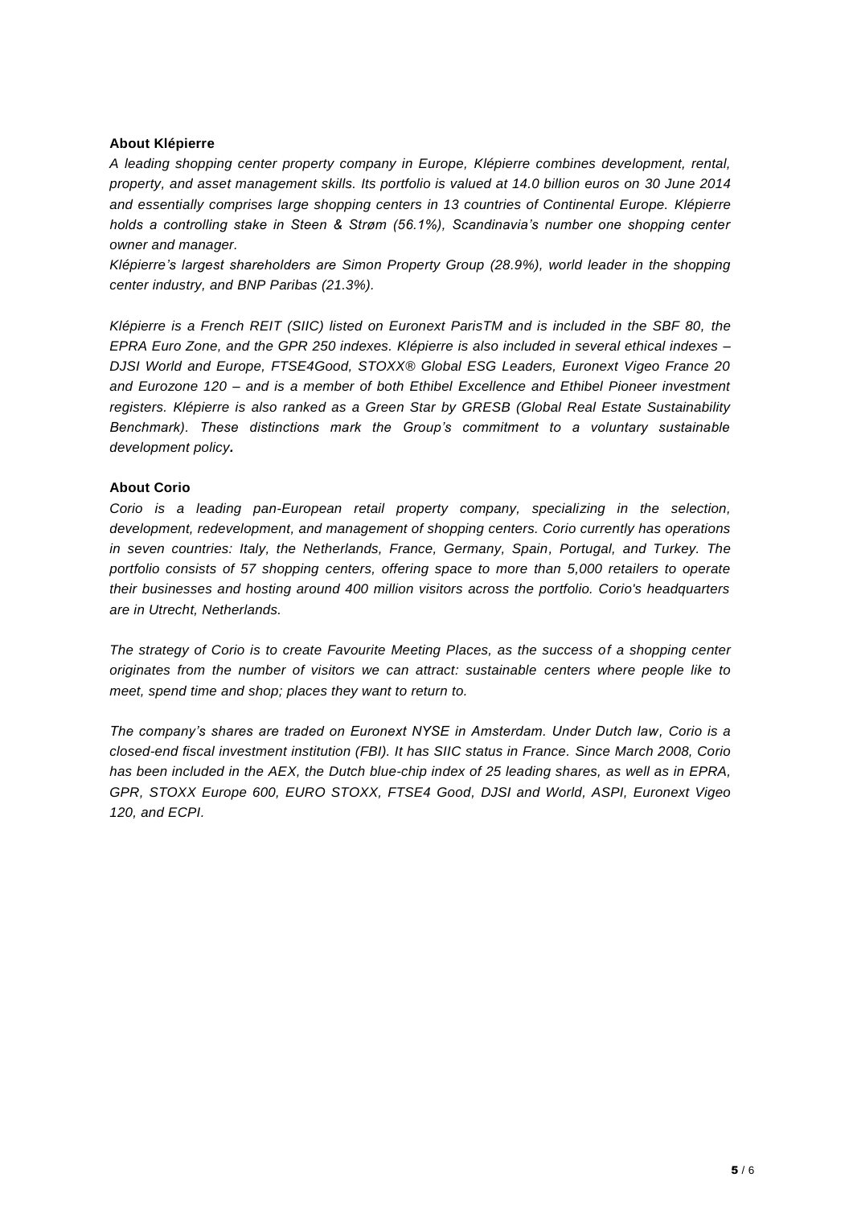### About Klépierre

*A leading shopping center property company in Europe, Klépierre combines development, rental, property, and asset management skills. Its portfolio is valued at 14.0 billion euros on 30 June 2014 and essentially comprises large shopping centers in 13 countries of Continental Europe. Klépierre holds a controlling stake in Steen & Strøm (56.1%), Scandinavia's number one shopping center owner and manager.*

*Klépierre's largest shareholders are Simon Property Group (28.9%), world leader in the shopping center industry, and BNP Paribas (21.3%).*

*Klépierre is a French REIT (SIIC) listed on Euronext ParisTM and is included in the SBF 80, the EPRA Euro Zone, and the GPR 250 indexes. Klépierre is also included in several ethical indexes – DJSI World and Europe, FTSE4Good, STOXX® Global ESG Leaders, Euronext Vigeo France 20 and Eurozone 120 – and is a member of both Ethibel Excellence and Ethibel Pioneer investment registers. Klépierre is also ranked as a Green Star by GRESB (Global Real Estate Sustainability Benchmark). These distinctions mark the Group's commitment to a voluntary sustainable development policy.*

### About Corio

*Corio is a leading pan-European retail property company, specializing in the selection, development, redevelopment, and management of shopping centers. Corio currently has operations in seven countries: Italy, the Netherlands, France, Germany, Spain, Portugal, and Turkey. The portfolio consists of 57 shopping centers, offering space to more than 5,000 retailers to operate their businesses and hosting around 400 million visitors across the portfolio. Corio's headquarters are in Utrecht, Netherlands.*

*The strategy of Corio is to create Favourite Meeting Places, as the success of a shopping center originates from the number of visitors we can attract: sustainable centers where people like to meet, spend time and shop; places they want to return to.*

*The company's shares are traded on Euronext NYSE in Amsterdam. Under Dutch law, Corio is a closed-end fiscal investment institution (FBI). It has SIIC status in France. Since March 2008, Corio has been included in the AEX, the Dutch blue-chip index of 25 leading shares, as well as in EPRA, GPR, STOXX Europe 600, EURO STOXX, FTSE4 Good, DJSI and World, ASPI, Euronext Vigeo 120, and ECPI.*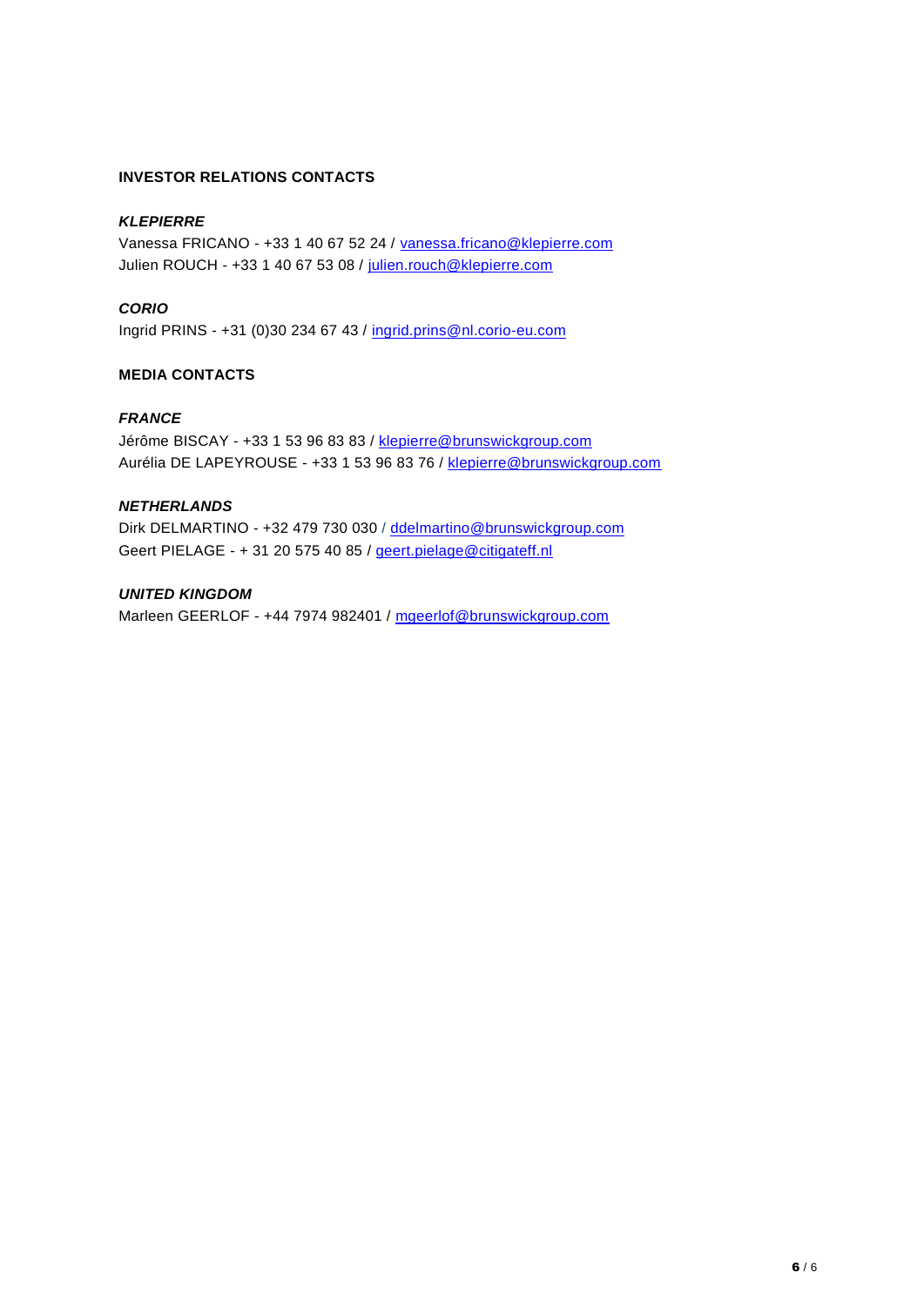**INVESTOR RELATIONS CONTACTS**

***KLEPIERRE***

Vanessa FRICANO - +33 1 40 67 52 24 / vanessa.fricano@klepierre.com
Julien ROUCH - +33 1 40 67 53 08 / julien.rouch@klepierre.com

***CORIO***

Ingrid PRINS - +31 (0)30 234 67 43 / ingrid.prins@nl.corio-eu.com

**MEDIA CONTACTS**

***FRANCE***

Jérôme BISCAY - +33 1 53 96 83 83 / klepierre@brunswickgroup.com
Aurélia DE LAPEYROUSE - +33 1 53 96 83 76 / klepierre@brunswickgroup.com

***NETHERLANDS***

Dirk DELMARTINO - +32 479 730 030 / ddelmartino@brunswickgroup.com
Geert PIELAGE - + 31 20 575 40 85 / geert.pielage@citigateff.nl

***UNITED KINGDOM***

Marleen GEERLOF - +44 7974 982401 / mgeerlof@brunswickgroup.com